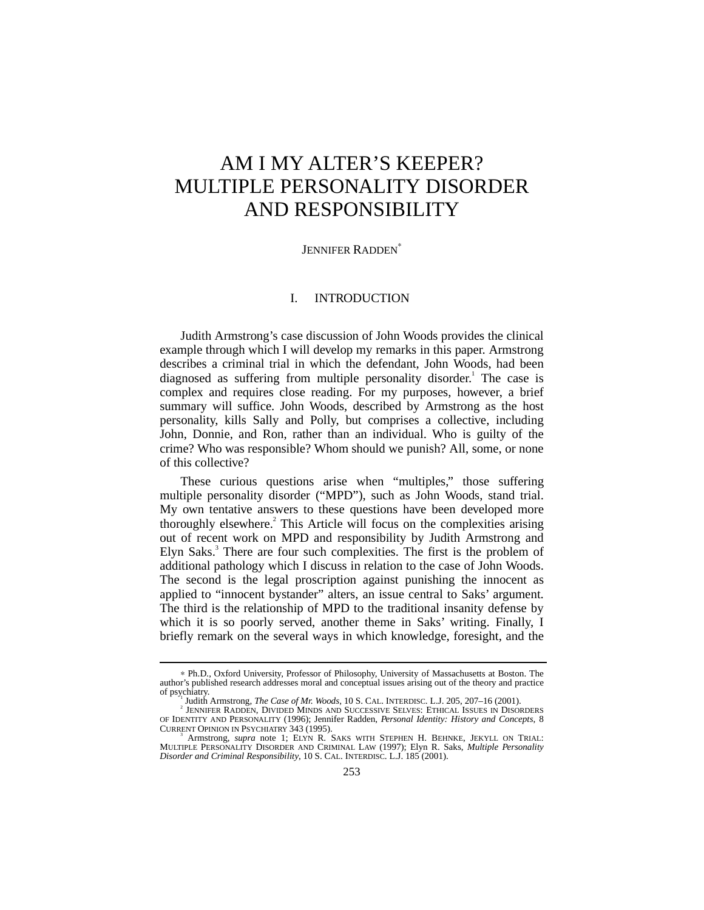# AM I MY ALTER'S KEEPER? MULTIPLE PERSONALITY DISORDER AND RESPONSIBILITY

JENNIFER RADDEN[*]

## I. INTRODUCTION

Judith Armstrong's case discussion of John Woods provides the clinical example through which I will develop my remarks in this paper. Armstrong describes a criminal trial in which the defendant, John Woods, had been diagnosed as suffering from multiple personality disorder.[1] The case is complex and requires close reading. For my purposes, however, a brief summary will suffice. John Woods, described by Armstrong as the host personality, kills Sally and Polly, but comprises a collective, including John, Donnie, and Ron, rather than an individual. Who is guilty of the crime? Who was responsible? Whom should we punish? All, some, or none of this collective?

These curious questions arise when "multiples," those suffering multiple personality disorder ("MPD"), such as John Woods, stand trial. My own tentative answers to these questions have been developed more thoroughly elsewhere.[2] This Article will focus on the complexities arising out of recent work on MPD and responsibility by Judith Armstrong and Elyn Saks.[3] There are four such complexities. The first is the problem of additional pathology which I discuss in relation to the case of John Woods. The second is the legal proscription against punishing the innocent as applied to "innocent bystander" alters, an issue central to Saks' argument. The third is the relationship of MPD to the traditional insanity defense by which it is so poorly served, another theme in Saks' writing. Finally, I briefly remark on the several ways in which knowledge, foresight, and the

---

[*] Ph.D., Oxford University, Professor of Philosophy, University of Massachusetts at Boston. The author's published research addresses moral and conceptual issues arising out of the theory and practice of psychiatry.

[1] Judith Armstrong, *The Case of Mr. Woods*, 10 S. CAL. INTERDISC. L.J. 205, 207–16 (2001).

[2] JENNIFER RADDEN, DIVIDED MINDS AND SUCCESSIVE SELVES: ETHICAL ISSUES IN DISORDERS OF IDENTITY AND PERSONALITY (1996); Jennifer Radden, *Personal Identity: History and Concepts*, 8 CURRENT OPINION IN PSYCHIATRY 343 (1995).

[3] Armstrong, *supra* note 1; ELYN R. SAKS WITH STEPHEN H. BEHNKE, JEKYLL ON TRIAL: MULTIPLE PERSONALITY DISORDER AND CRIMINAL LAW (1997); Elyn R. Saks, *Multiple Personality Disorder and Criminal Responsibility*, 10 S. CAL. INTERDISC. L.J. 185 (2001).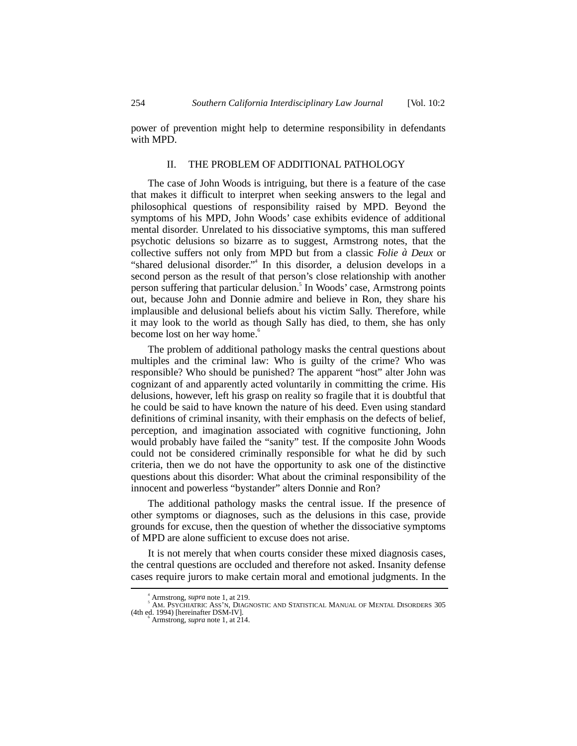power of prevention might help to determine responsibility in defendants with MPD.

## II. THE PROBLEM OF ADDITIONAL PATHOLOGY

The case of John Woods is intriguing, but there is a feature of the case that makes it difficult to interpret when seeking answers to the legal and philosophical questions of responsibility raised by MPD. Beyond the symptoms of his MPD, John Woods' case exhibits evidence of additional mental disorder. Unrelated to his dissociative symptoms, this man suffered psychotic delusions so bizarre as to suggest, Armstrong notes, that the collective suffers not only from MPD but from a classic *Folie à Deux* or "shared delusional disorder."[4] In this disorder, a delusion develops in a second person as the result of that person's close relationship with another person suffering that particular delusion.[5] In Woods' case, Armstrong points out, because John and Donnie admire and believe in Ron, they share his implausible and delusional beliefs about his victim Sally. Therefore, while it may look to the world as though Sally has died, to them, she has only become lost on her way home.[6]

The problem of additional pathology masks the central questions about multiples and the criminal law: Who is guilty of the crime? Who was responsible? Who should be punished? The apparent "host" alter John was cognizant of and apparently acted voluntarily in committing the crime. His delusions, however, left his grasp on reality so fragile that it is doubtful that he could be said to have known the nature of his deed. Even using standard definitions of criminal insanity, with their emphasis on the defects of belief, perception, and imagination associated with cognitive functioning, John would probably have failed the "sanity" test. If the composite John Woods could not be considered criminally responsible for what he did by such criteria, then we do not have the opportunity to ask one of the distinctive questions about this disorder: What about the criminal responsibility of the innocent and powerless "bystander" alters Donnie and Ron?

The additional pathology masks the central issue. If the presence of other symptoms or diagnoses, such as the delusions in this case, provide grounds for excuse, then the question of whether the dissociative symptoms of MPD are alone sufficient to excuse does not arise.

It is not merely that when courts consider these mixed diagnosis cases, the central questions are occluded and therefore not asked. Insanity defense cases require jurors to make certain moral and emotional judgments. In the

---

[4] Armstrong, *supra* note 1, at 219.

[5] AM. PSYCHIATRIC ASS'N, DIAGNOSTIC AND STATISTICAL MANUAL OF MENTAL DISORDERS 305 (4th ed. 1994) [hereinafter DSM-IV].

[6] Armstrong, *supra* note 1, at 214.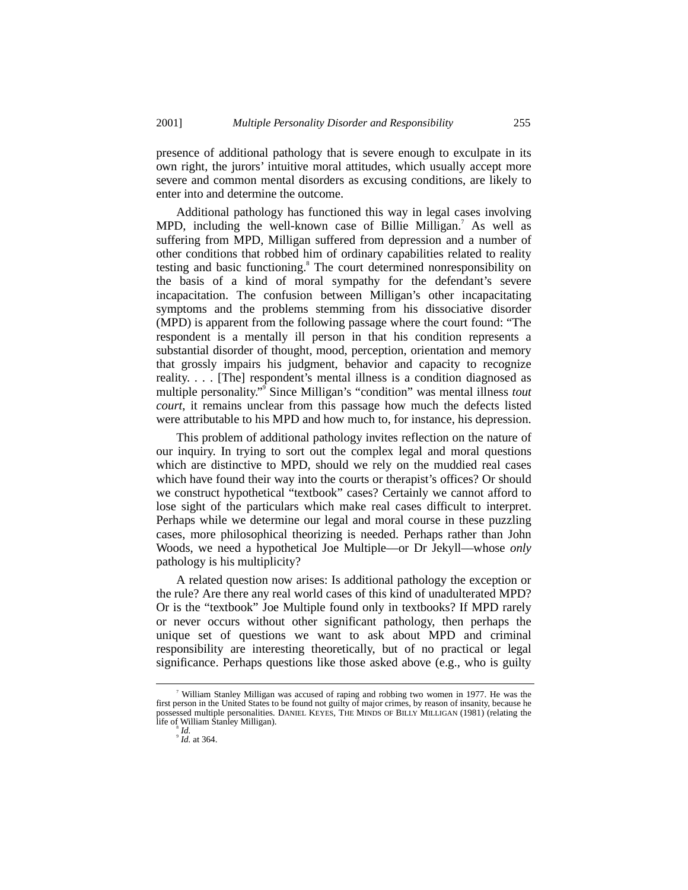presence of additional pathology that is severe enough to exculpate in its own right, the jurors' intuitive moral attitudes, which usually accept more severe and common mental disorders as excusing conditions, are likely to enter into and determine the outcome.

Additional pathology has functioned this way in legal cases involving MPD, including the well-known case of Billie Milligan.[7] As well as suffering from MPD, Milligan suffered from depression and a number of other conditions that robbed him of ordinary capabilities related to reality testing and basic functioning.[8] The court determined nonresponsibility on the basis of a kind of moral sympathy for the defendant's severe incapacitation. The confusion between Milligan's other incapacitating symptoms and the problems stemming from his dissociative disorder (MPD) is apparent from the following passage where the court found: "The respondent is a mentally ill person in that his condition represents a substantial disorder of thought, mood, perception, orientation and memory that grossly impairs his judgment, behavior and capacity to recognize reality. . . . [The] respondent's mental illness is a condition diagnosed as multiple personality."[9] Since Milligan's "condition" was mental illness *tout court*, it remains unclear from this passage how much the defects listed were attributable to his MPD and how much to, for instance, his depression.

This problem of additional pathology invites reflection on the nature of our inquiry. In trying to sort out the complex legal and moral questions which are distinctive to MPD, should we rely on the muddied real cases which have found their way into the courts or therapist's offices? Or should we construct hypothetical "textbook" cases? Certainly we cannot afford to lose sight of the particulars which make real cases difficult to interpret. Perhaps while we determine our legal and moral course in these puzzling cases, more philosophical theorizing is needed. Perhaps rather than John Woods, we need a hypothetical Joe Multiple—or Dr Jekyll—whose *only* pathology is his multiplicity?

A related question now arises: Is additional pathology the exception or the rule? Are there any real world cases of this kind of unadulterated MPD? Or is the "textbook" Joe Multiple found only in textbooks? If MPD rarely or never occurs without other significant pathology, then perhaps the unique set of questions we want to ask about MPD and criminal responsibility are interesting theoretically, but of no practical or legal significance. Perhaps questions like those asked above (e.g., who is guilty

---

[7] William Stanley Milligan was accused of raping and robbing two women in 1977. He was the first person in the United States to be found not guilty of major crimes, by reason of insanity, because he possessed multiple personalities. DANIEL KEYES, THE MINDS OF BILLY MILLIGAN (1981) (relating the life of William Stanley Milligan).

[8] *Id.*

[9] *Id.* at 364.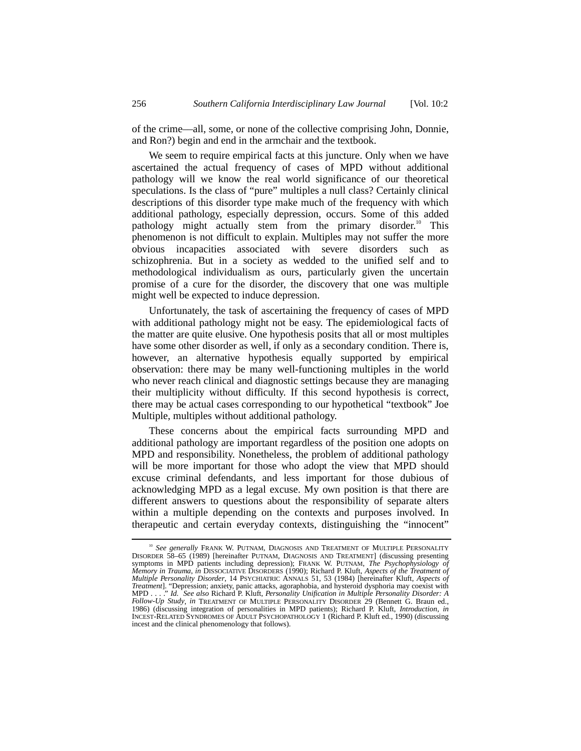of the crime—all, some, or none of the collective comprising John, Donnie, and Ron?) begin and end in the armchair and the textbook.

We seem to require empirical facts at this juncture. Only when we have ascertained the actual frequency of cases of MPD without additional pathology will we know the real world significance of our theoretical speculations. Is the class of "pure" multiples a null class? Certainly clinical descriptions of this disorder type make much of the frequency with which additional pathology, especially depression, occurs. Some of this added pathology might actually stem from the primary disorder.[10] This phenomenon is not difficult to explain. Multiples may not suffer the more obvious incapacities associated with severe disorders such as schizophrenia. But in a society as wedded to the unified self and to methodological individualism as ours, particularly given the uncertain promise of a cure for the disorder, the discovery that one was multiple might well be expected to induce depression.

Unfortunately, the task of ascertaining the frequency of cases of MPD with additional pathology might not be easy. The epidemiological facts of the matter are quite elusive. One hypothesis posits that all or most multiples have some other disorder as well, if only as a secondary condition. There is, however, an alternative hypothesis equally supported by empirical observation: there may be many well-functioning multiples in the world who never reach clinical and diagnostic settings because they are managing their multiplicity without difficulty. If this second hypothesis is correct, there may be actual cases corresponding to our hypothetical "textbook" Joe Multiple, multiples without additional pathology.

These concerns about the empirical facts surrounding MPD and additional pathology are important regardless of the position one adopts on MPD and responsibility. Nonetheless, the problem of additional pathology will be more important for those who adopt the view that MPD should excuse criminal defendants, and less important for those dubious of acknowledging MPD as a legal excuse. My own position is that there are different answers to questions about the responsibility of separate alters within a multiple depending on the contexts and purposes involved. In therapeutic and certain everyday contexts, distinguishing the "innocent"

---

[10] *See generally* FRANK W. PUTNAM, DIAGNOSIS AND TREATMENT OF MULTIPLE PERSONALITY DISORDER 58–65 (1989) [hereinafter PUTNAM, DIAGNOSIS AND TREATMENT] (discussing presenting symptoms in MPD patients including depression); FRANK W. PUTNAM, *The Psychophysiology of Memory in Trauma*, *in* DISSOCIATIVE DISORDERS (1990); Richard P. Kluft, *Aspects of the Treatment of Multiple Personality Disorder*, 14 PSYCHIATRIC ANNALS 51, 53 (1984) [hereinafter Kluft, *Aspects of Treatment*]. "Depression; anxiety, panic attacks, agoraphobia, and hysteroid dysphoria may coexist with MPD . . . ." *Id.* *See also* Richard P. Kluft, *Personality Unification in Multiple Personality Disorder: A Follow-Up Study*, *in* TREATMENT OF MULTIPLE PERSONALITY DISORDER 29 (Bennett G. Braun ed., 1986) (discussing integration of personalities in MPD patients); Richard P. Kluft, *Introduction*, *in* INCEST-RELATED SYNDROMES OF ADULT PSYCHOPATHOLOGY 1 (Richard P. Kluft ed., 1990) (discussing incest and the clinical phenomenology that follows).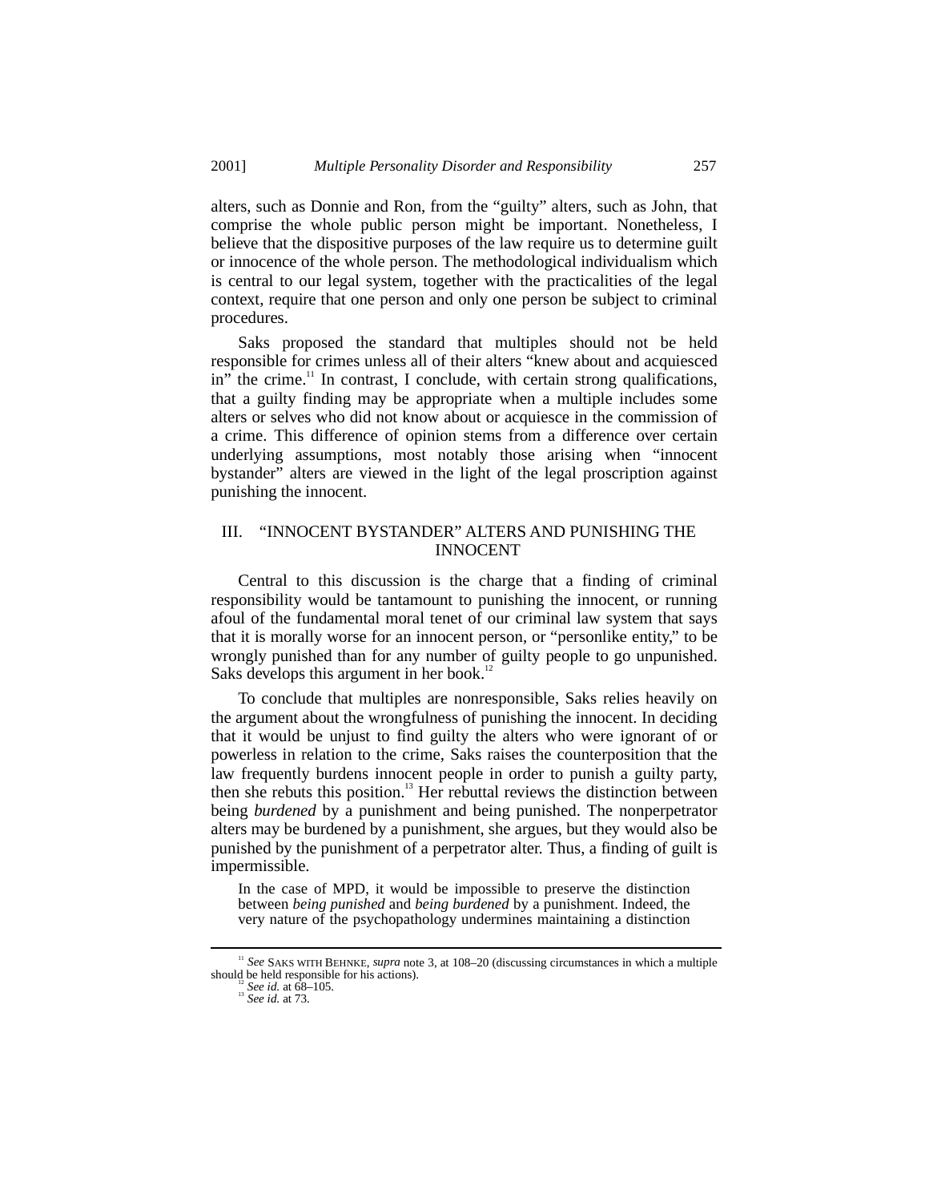alters, such as Donnie and Ron, from the "guilty" alters, such as John, that comprise the whole public person might be important. Nonetheless, I believe that the dispositive purposes of the law require us to determine guilt or innocence of the whole person. The methodological individualism which is central to our legal system, together with the practicalities of the legal context, require that one person and only one person be subject to criminal procedures.

Saks proposed the standard that multiples should not be held responsible for crimes unless all of their alters "knew about and acquiesced in" the crime.[11] In contrast, I conclude, with certain strong qualifications, that a guilty finding may be appropriate when a multiple includes some alters or selves who did not know about or acquiesce in the commission of a crime. This difference of opinion stems from a difference over certain underlying assumptions, most notably those arising when "innocent bystander" alters are viewed in the light of the legal proscription against punishing the innocent.

## III. "INNOCENT BYSTANDER" ALTERS AND PUNISHING THE INNOCENT

Central to this discussion is the charge that a finding of criminal responsibility would be tantamount to punishing the innocent, or running afoul of the fundamental moral tenet of our criminal law system that says that it is morally worse for an innocent person, or "personlike entity," to be wrongly punished than for any number of guilty people to go unpunished. Saks develops this argument in her book.[12]

To conclude that multiples are nonresponsible, Saks relies heavily on the argument about the wrongfulness of punishing the innocent. In deciding that it would be unjust to find guilty the alters who were ignorant of or powerless in relation to the crime, Saks raises the counterposition that the law frequently burdens innocent people in order to punish a guilty party, then she rebuts this position.[13] Her rebuttal reviews the distinction between being *burdened* by a punishment and being punished. The nonperpetrator alters may be burdened by a punishment, she argues, but they would also be punished by the punishment of a perpetrator alter. Thus, a finding of guilt is impermissible.

> In the case of MPD, it would be impossible to preserve the distinction between *being punished* and *being burdened* by a punishment. Indeed, the very nature of the psychopathology undermines maintaining a distinction

---

[11] *See* SAKS WITH BEHNKE, *supra* note 3, at 108–20 (discussing circumstances in which a multiple should be held responsible for his actions).

[12] *See id.* at 68–105.

[13] *See id.* at 73.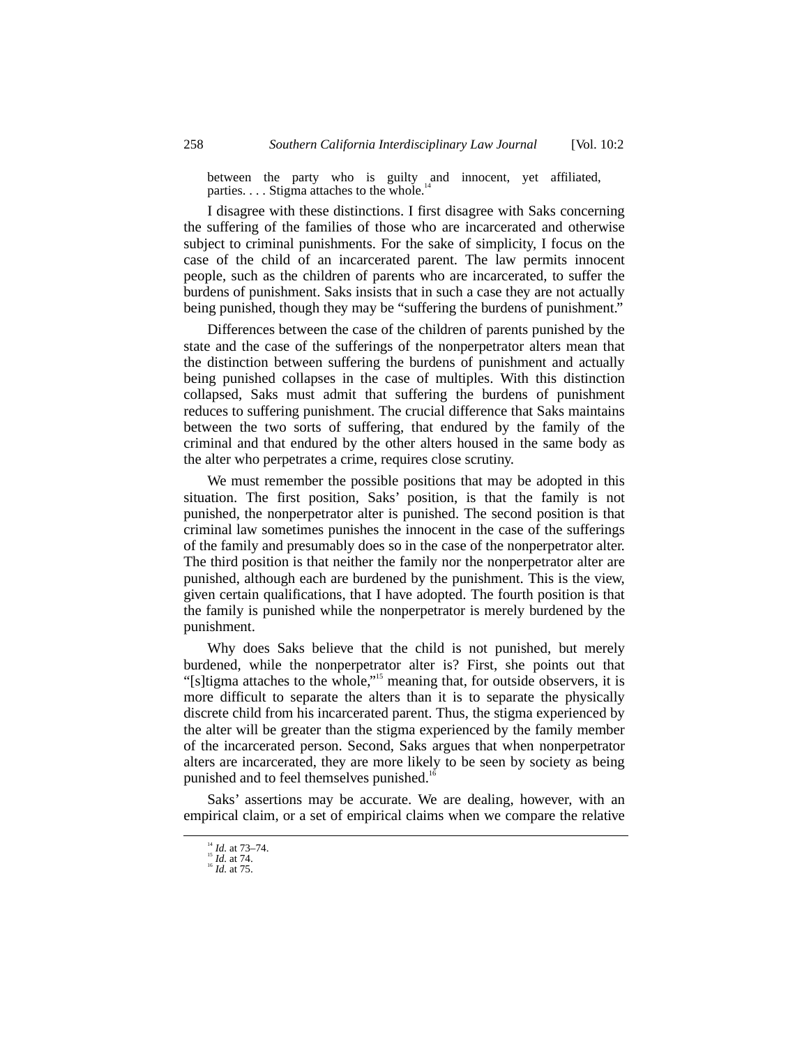> between the party who is guilty and innocent, yet affiliated, parties. . . . Stigma attaches to the whole.[14]

I disagree with these distinctions. I first disagree with Saks concerning the suffering of the families of those who are incarcerated and otherwise subject to criminal punishments. For the sake of simplicity, I focus on the case of the child of an incarcerated parent. The law permits innocent people, such as the children of parents who are incarcerated, to suffer the burdens of punishment. Saks insists that in such a case they are not actually being punished, though they may be "suffering the burdens of punishment."

Differences between the case of the children of parents punished by the state and the case of the sufferings of the nonperpetrator alters mean that the distinction between suffering the burdens of punishment and actually being punished collapses in the case of multiples. With this distinction collapsed, Saks must admit that suffering the burdens of punishment reduces to suffering punishment. The crucial difference that Saks maintains between the two sorts of suffering, that endured by the family of the criminal and that endured by the other alters housed in the same body as the alter who perpetrates a crime, requires close scrutiny.

We must remember the possible positions that may be adopted in this situation. The first position, Saks' position, is that the family is not punished, the nonperpetrator alter is punished. The second position is that criminal law sometimes punishes the innocent in the case of the sufferings of the family and presumably does so in the case of the nonperpetrator alter. The third position is that neither the family nor the nonperpetrator alter are punished, although each are burdened by the punishment. This is the view, given certain qualifications, that I have adopted. The fourth position is that the family is punished while the nonperpetrator is merely burdened by the punishment.

Why does Saks believe that the child is not punished, but merely burdened, while the nonperpetrator alter is? First, she points out that "[s]tigma attaches to the whole,"[15] meaning that, for outside observers, it is more difficult to separate the alters than it is to separate the physically discrete child from his incarcerated parent. Thus, the stigma experienced by the alter will be greater than the stigma experienced by the family member of the incarcerated person. Second, Saks argues that when nonperpetrator alters are incarcerated, they are more likely to be seen by society as being punished and to feel themselves punished.[16]

Saks' assertions may be accurate. We are dealing, however, with an empirical claim, or a set of empirical claims when we compare the relative

---

[14] *Id.* at 73–74.

[15] *Id.* at 74.

[16] *Id.* at 75.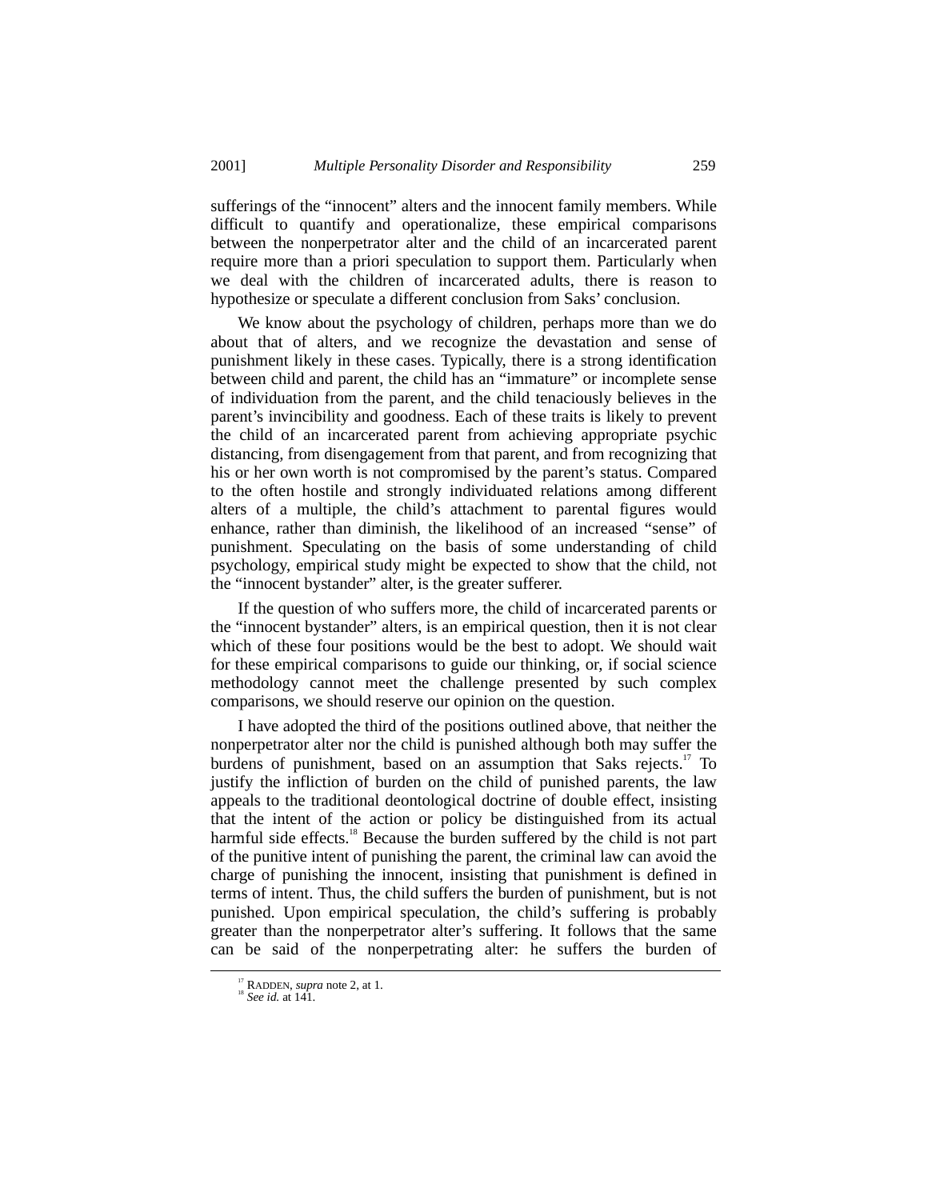sufferings of the "innocent" alters and the innocent family members. While difficult to quantify and operationalize, these empirical comparisons between the nonperpetrator alter and the child of an incarcerated parent require more than a priori speculation to support them. Particularly when we deal with the children of incarcerated adults, there is reason to hypothesize or speculate a different conclusion from Saks' conclusion.

We know about the psychology of children, perhaps more than we do about that of alters, and we recognize the devastation and sense of punishment likely in these cases. Typically, there is a strong identification between child and parent, the child has an "immature" or incomplete sense of individuation from the parent, and the child tenaciously believes in the parent's invincibility and goodness. Each of these traits is likely to prevent the child of an incarcerated parent from achieving appropriate psychic distancing, from disengagement from that parent, and from recognizing that his or her own worth is not compromised by the parent's status. Compared to the often hostile and strongly individuated relations among different alters of a multiple, the child's attachment to parental figures would enhance, rather than diminish, the likelihood of an increased "sense" of punishment. Speculating on the basis of some understanding of child psychology, empirical study might be expected to show that the child, not the "innocent bystander" alter, is the greater sufferer.

If the question of who suffers more, the child of incarcerated parents or the "innocent bystander" alters, is an empirical question, then it is not clear which of these four positions would be the best to adopt. We should wait for these empirical comparisons to guide our thinking, or, if social science methodology cannot meet the challenge presented by such complex comparisons, we should reserve our opinion on the question.

I have adopted the third of the positions outlined above, that neither the nonperpetrator alter nor the child is punished although both may suffer the burdens of punishment, based on an assumption that Saks rejects.[17] To justify the infliction of burden on the child of punished parents, the law appeals to the traditional deontological doctrine of double effect, insisting that the intent of the action or policy be distinguished from its actual harmful side effects.[18] Because the burden suffered by the child is not part of the punitive intent of punishing the parent, the criminal law can avoid the charge of punishing the innocent, insisting that punishment is defined in terms of intent. Thus, the child suffers the burden of punishment, but is not punished. Upon empirical speculation, the child's suffering is probably greater than the nonperpetrator alter's suffering. It follows that the same can be said of the nonperpetrating alter: he suffers the burden of

---

[17] RADDEN, *supra* note 2, at 1.
[18] *See id.* at 141.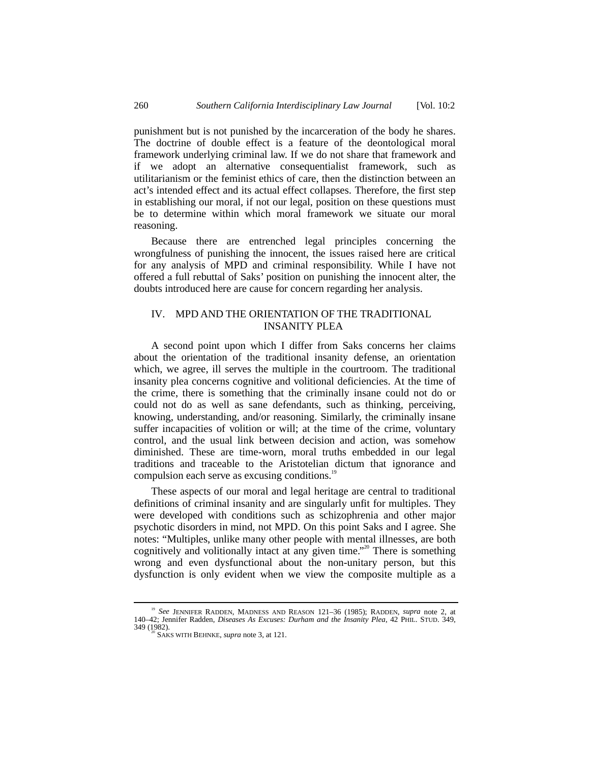punishment but is not punished by the incarceration of the body he shares. The doctrine of double effect is a feature of the deontological moral framework underlying criminal law. If we do not share that framework and if we adopt an alternative consequentialist framework, such as utilitarianism or the feminist ethics of care, then the distinction between an act's intended effect and its actual effect collapses. Therefore, the first step in establishing our moral, if not our legal, position on these questions must be to determine within which moral framework we situate our moral reasoning.

Because there are entrenched legal principles concerning the wrongfulness of punishing the innocent, the issues raised here are critical for any analysis of MPD and criminal responsibility. While I have not offered a full rebuttal of Saks' position on punishing the innocent alter, the doubts introduced here are cause for concern regarding her analysis.

## IV. MPD AND THE ORIENTATION OF THE TRADITIONAL INSANITY PLEA

A second point upon which I differ from Saks concerns her claims about the orientation of the traditional insanity defense, an orientation which, we agree, ill serves the multiple in the courtroom. The traditional insanity plea concerns cognitive and volitional deficiencies. At the time of the crime, there is something that the criminally insane could not do or could not do as well as sane defendants, such as thinking, perceiving, knowing, understanding, and/or reasoning. Similarly, the criminally insane suffer incapacities of volition or will; at the time of the crime, voluntary control, and the usual link between decision and action, was somehow diminished. These are time-worn, moral truths embedded in our legal traditions and traceable to the Aristotelian dictum that ignorance and compulsion each serve as excusing conditions.[19]

These aspects of our moral and legal heritage are central to traditional definitions of criminal insanity and are singularly unfit for multiples. They were developed with conditions such as schizophrenia and other major psychotic disorders in mind, not MPD. On this point Saks and I agree. She notes: "Multiples, unlike many other people with mental illnesses, are both cognitively and volitionally intact at any given time."[20] There is something wrong and even dysfunctional about the non-unitary person, but this dysfunction is only evident when we view the composite multiple as a

---

[19] *See* JENNIFER RADDEN, MADNESS AND REASON 121–36 (1985); RADDEN, *supra* note 2, at 140–42; Jennifer Radden, *Diseases As Excuses: Durham and the Insanity Plea*, 42 PHIL. STUD. 349, 349 (1982).

[20] SAKS WITH BEHNKE, *supra* note 3, at 121.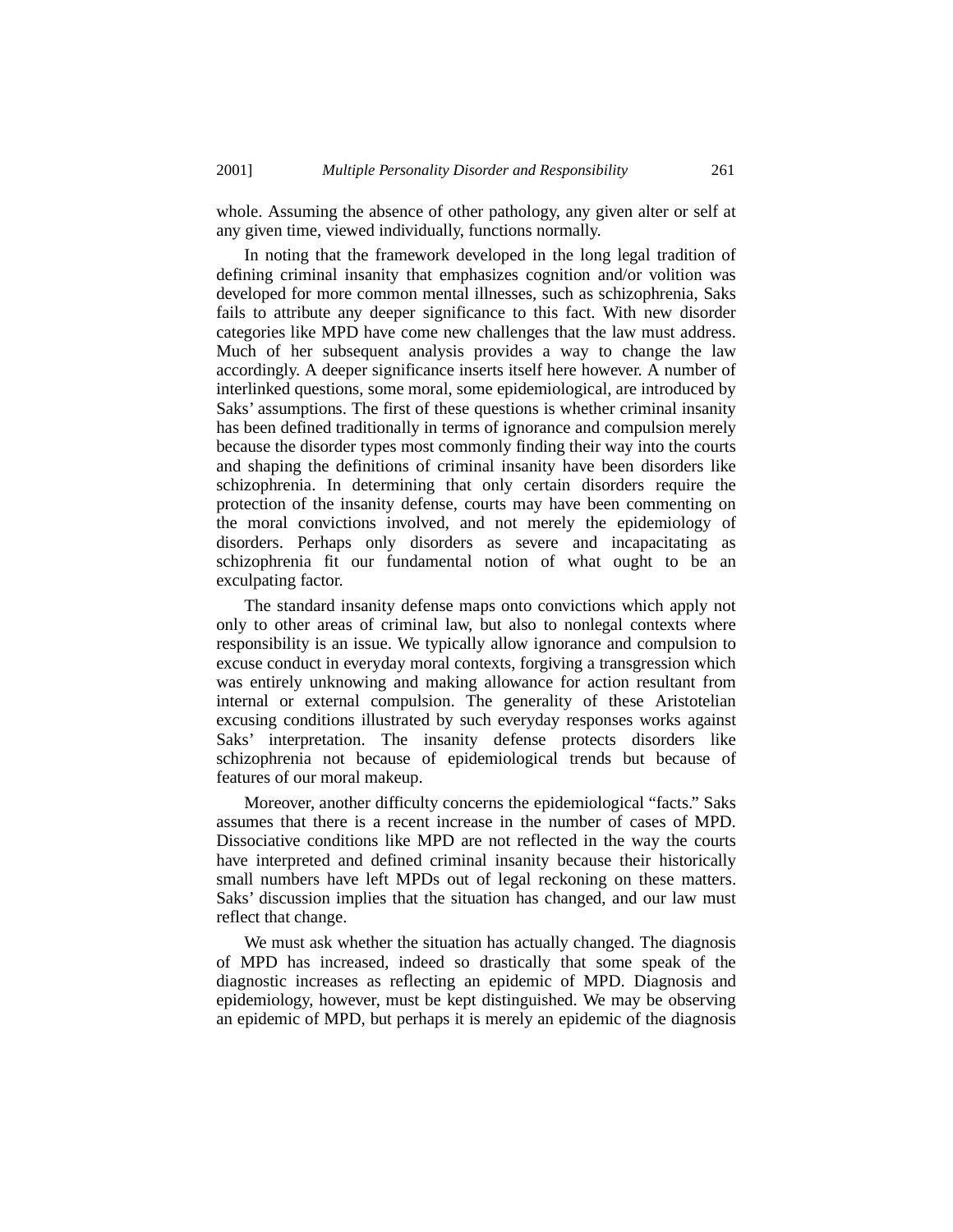whole. Assuming the absence of other pathology, any given alter or self at any given time, viewed individually, functions normally.

In noting that the framework developed in the long legal tradition of defining criminal insanity that emphasizes cognition and/or volition was developed for more common mental illnesses, such as schizophrenia, Saks fails to attribute any deeper significance to this fact. With new disorder categories like MPD have come new challenges that the law must address. Much of her subsequent analysis provides a way to change the law accordingly. A deeper significance inserts itself here however. A number of interlinked questions, some moral, some epidemiological, are introduced by Saks' assumptions. The first of these questions is whether criminal insanity has been defined traditionally in terms of ignorance and compulsion merely because the disorder types most commonly finding their way into the courts and shaping the definitions of criminal insanity have been disorders like schizophrenia. In determining that only certain disorders require the protection of the insanity defense, courts may have been commenting on the moral convictions involved, and not merely the epidemiology of disorders. Perhaps only disorders as severe and incapacitating as schizophrenia fit our fundamental notion of what ought to be an exculpating factor.

The standard insanity defense maps onto convictions which apply not only to other areas of criminal law, but also to nonlegal contexts where responsibility is an issue. We typically allow ignorance and compulsion to excuse conduct in everyday moral contexts, forgiving a transgression which was entirely unknowing and making allowance for action resultant from internal or external compulsion. The generality of these Aristotelian excusing conditions illustrated by such everyday responses works against Saks' interpretation. The insanity defense protects disorders like schizophrenia not because of epidemiological trends but because of features of our moral makeup.

Moreover, another difficulty concerns the epidemiological "facts." Saks assumes that there is a recent increase in the number of cases of MPD. Dissociative conditions like MPD are not reflected in the way the courts have interpreted and defined criminal insanity because their historically small numbers have left MPDs out of legal reckoning on these matters. Saks' discussion implies that the situation has changed, and our law must reflect that change.

We must ask whether the situation has actually changed. The diagnosis of MPD has increased, indeed so drastically that some speak of the diagnostic increases as reflecting an epidemic of MPD. Diagnosis and epidemiology, however, must be kept distinguished. We may be observing an epidemic of MPD, but perhaps it is merely an epidemic of the diagnosis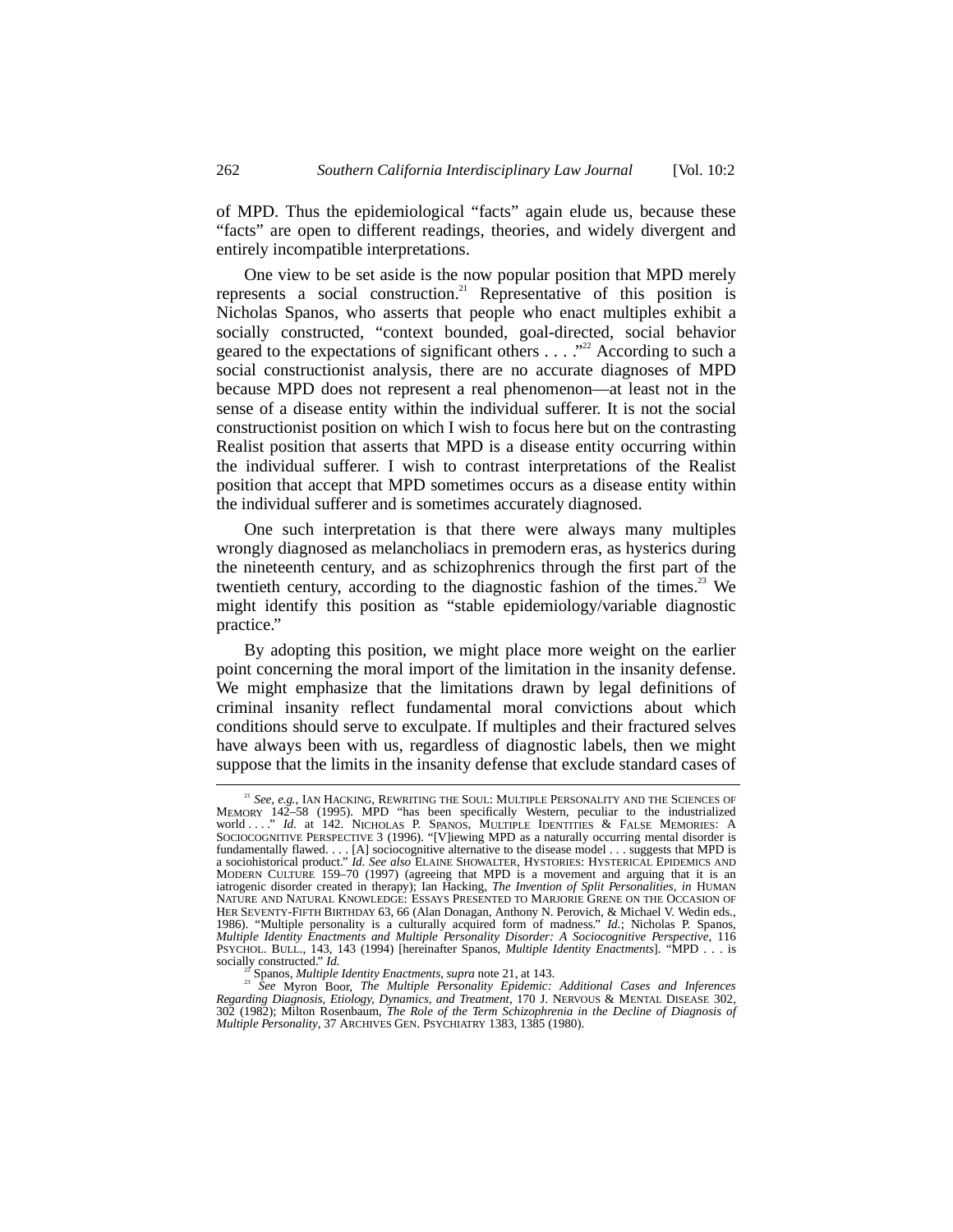of MPD. Thus the epidemiological "facts" again elude us, because these "facts" are open to different readings, theories, and widely divergent and entirely incompatible interpretations.

One view to be set aside is the now popular position that MPD merely represents a social construction.[21] Representative of this position is Nicholas Spanos, who asserts that people who enact multiples exhibit a socially constructed, "context bounded, goal-directed, social behavior geared to the expectations of significant others . . . ."[22] According to such a social constructionist analysis, there are no accurate diagnoses of MPD because MPD does not represent a real phenomenon—at least not in the sense of a disease entity within the individual sufferer. It is not the social constructionist position on which I wish to focus here but on the contrasting Realist position that asserts that MPD is a disease entity occurring within the individual sufferer. I wish to contrast interpretations of the Realist position that accept that MPD sometimes occurs as a disease entity within the individual sufferer and is sometimes accurately diagnosed.

One such interpretation is that there were always many multiples wrongly diagnosed as melancholiacs in premodern eras, as hysterics during the nineteenth century, and as schizophrenics through the first part of the twentieth century, according to the diagnostic fashion of the times.[23] We might identify this position as "stable epidemiology/variable diagnostic practice."

By adopting this position, we might place more weight on the earlier point concerning the moral import of the limitation in the insanity defense. We might emphasize that the limitations drawn by legal definitions of criminal insanity reflect fundamental moral convictions about which conditions should serve to exculpate. If multiples and their fractured selves have always been with us, regardless of diagnostic labels, then we might suppose that the limits in the insanity defense that exclude standard cases of

---

[21] *See, e.g.*, IAN HACKING, REWRITING THE SOUL: MULTIPLE PERSONALITY AND THE SCIENCES OF MEMORY 142–58 (1995). MPD "has been specifically Western, peculiar to the industrialized world . . . ." *Id.* at 142. NICHOLAS P. SPANOS, MULTIPLE IDENTITIES & FALSE MEMORIES: A SOCIOCOGNITIVE PERSPECTIVE 3 (1996). "[V]iewing MPD as a naturally occurring mental disorder is fundamentally flawed. . . . [A] sociocognitive alternative to the disease model . . . suggests that MPD is a sociohistorical product." *Id. See also* ELAINE SHOWALTER, HYSTORIES: HYSTERICAL EPIDEMICS AND MODERN CULTURE 159–70 (1997) (agreeing that MPD is a movement and arguing that it is an iatrogenic disorder created in therapy); Ian Hacking, *The Invention of Split Personalities*, *in* HUMAN NATURE AND NATURAL KNOWLEDGE: ESSAYS PRESENTED TO MARJORIE GRENE ON THE OCCASION OF HER SEVENTY-FIFTH BIRTHDAY 63, 66 (Alan Donagan, Anthony N. Perovich, & Michael V. Wedin eds., 1986). "Multiple personality is a culturally acquired form of madness." *Id.*; Nicholas P. Spanos, *Multiple Identity Enactments and Multiple Personality Disorder: A Sociocognitive Perspective*, 116 PSYCHOL. BULL., 143, 143 (1994) [hereinafter Spanos, *Multiple Identity Enactments*]. "MPD . . . is socially constructed." *Id.*

[22] Spanos, *Multiple Identity Enactments*, *supra* note 21, at 143.

[23] *See* Myron Boor, *The Multiple Personality Epidemic: Additional Cases and Inferences Regarding Diagnosis, Etiology, Dynamics, and Treatment*, 170 J. NERVOUS & MENTAL DISEASE 302, 302 (1982); Milton Rosenbaum, *The Role of the Term Schizophrenia in the Decline of Diagnosis of Multiple Personality*, 37 ARCHIVES GEN. PSYCHIATRY 1383, 1385 (1980).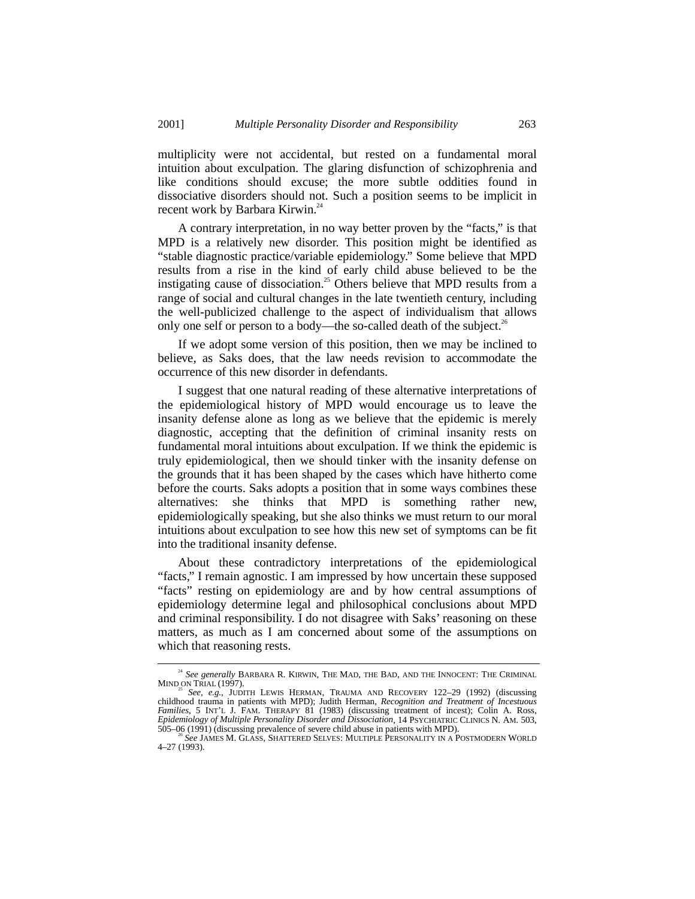multiplicity were not accidental, but rested on a fundamental moral intuition about exculpation. The glaring disfunction of schizophrenia and like conditions should excuse; the more subtle oddities found in dissociative disorders should not. Such a position seems to be implicit in recent work by Barbara Kirwin.[24]

A contrary interpretation, in no way better proven by the "facts," is that MPD is a relatively new disorder. This position might be identified as "stable diagnostic practice/variable epidemiology." Some believe that MPD results from a rise in the kind of early child abuse believed to be the instigating cause of dissociation.[25] Others believe that MPD results from a range of social and cultural changes in the late twentieth century, including the well-publicized challenge to the aspect of individualism that allows only one self or person to a body—the so-called death of the subject.[26]

If we adopt some version of this position, then we may be inclined to believe, as Saks does, that the law needs revision to accommodate the occurrence of this new disorder in defendants.

I suggest that one natural reading of these alternative interpretations of the epidemiological history of MPD would encourage us to leave the insanity defense alone as long as we believe that the epidemic is merely diagnostic, accepting that the definition of criminal insanity rests on fundamental moral intuitions about exculpation. If we think the epidemic is truly epidemiological, then we should tinker with the insanity defense on the grounds that it has been shaped by the cases which have hitherto come before the courts. Saks adopts a position that in some ways combines these alternatives: she thinks that MPD is something rather new, epidemiologically speaking, but she also thinks we must return to our moral intuitions about exculpation to see how this new set of symptoms can be fit into the traditional insanity defense.

About these contradictory interpretations of the epidemiological "facts," I remain agnostic. I am impressed by how uncertain these supposed "facts" resting on epidemiology are and by how central assumptions of epidemiology determine legal and philosophical conclusions about MPD and criminal responsibility. I do not disagree with Saks' reasoning on these matters, as much as I am concerned about some of the assumptions on which that reasoning rests.

---

[24] *See generally* BARBARA R. KIRWIN, THE MAD, THE BAD, AND THE INNOCENT: THE CRIMINAL MIND ON TRIAL (1997).

[25] *See, e.g.*, JUDITH LEWIS HERMAN, TRAUMA AND RECOVERY 122–29 (1992) (discussing childhood trauma in patients with MPD); Judith Herman, *Recognition and Treatment of Incestuous Families*, 5 INT'L J. FAM. THERAPY 81 (1983) (discussing treatment of incest); Colin A. Ross, *Epidemiology of Multiple Personality Disorder and Dissociation*, 14 PSYCHIATRIC CLINICS N. AM. 503, 505–06 (1991) (discussing prevalence of severe child abuse in patients with MPD).

[26] *See* JAMES M. GLASS, SHATTERED SELVES: MULTIPLE PERSONALITY IN A POSTMODERN WORLD 4–27 (1993).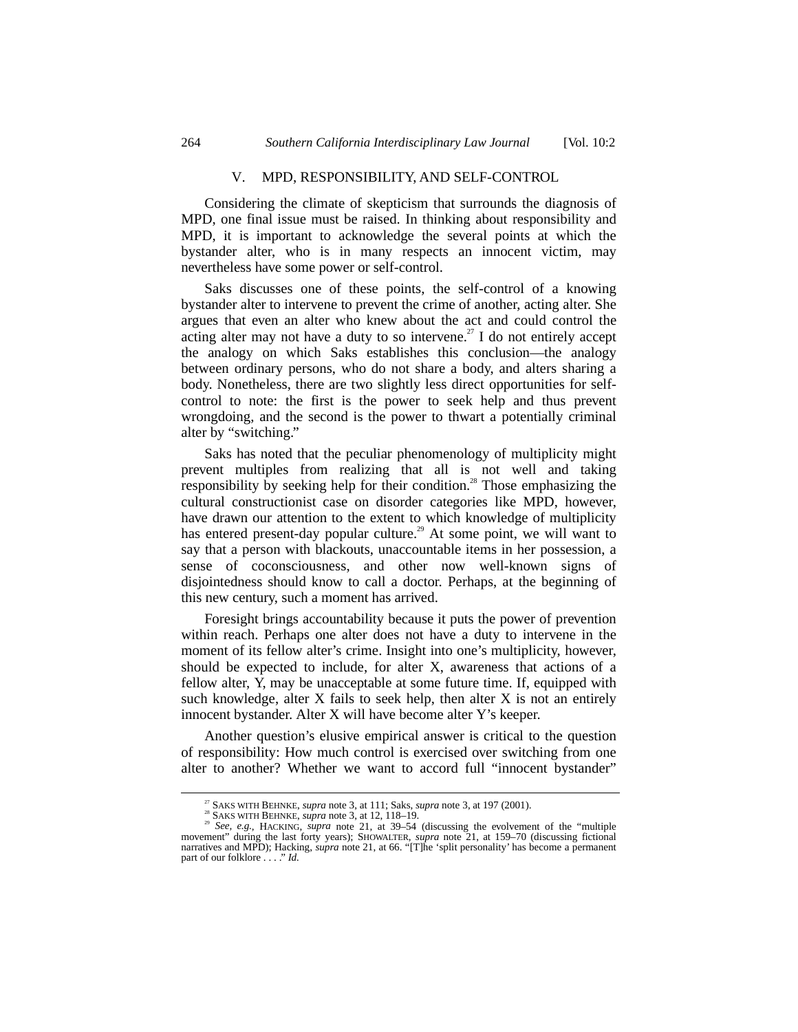## V. MPD, RESPONSIBILITY, AND SELF-CONTROL

Considering the climate of skepticism that surrounds the diagnosis of MPD, one final issue must be raised. In thinking about responsibility and MPD, it is important to acknowledge the several points at which the bystander alter, who is in many respects an innocent victim, may nevertheless have some power or self-control.

Saks discusses one of these points, the self-control of a knowing bystander alter to intervene to prevent the crime of another, acting alter. She argues that even an alter who knew about the act and could control the acting alter may not have a duty to so intervene.[27] I do not entirely accept the analogy on which Saks establishes this conclusion—the analogy between ordinary persons, who do not share a body, and alters sharing a body. Nonetheless, there are two slightly less direct opportunities for self-control to note: the first is the power to seek help and thus prevent wrongdoing, and the second is the power to thwart a potentially criminal alter by "switching."

Saks has noted that the peculiar phenomenology of multiplicity might prevent multiples from realizing that all is not well and taking responsibility by seeking help for their condition.[28] Those emphasizing the cultural constructionist case on disorder categories like MPD, however, have drawn our attention to the extent to which knowledge of multiplicity has entered present-day popular culture.[29] At some point, we will want to say that a person with blackouts, unaccountable items in her possession, a sense of coconsciousness, and other now well-known signs of disjointedness should know to call a doctor. Perhaps, at the beginning of this new century, such a moment has arrived.

Foresight brings accountability because it puts the power of prevention within reach. Perhaps one alter does not have a duty to intervene in the moment of its fellow alter's crime. Insight into one's multiplicity, however, should be expected to include, for alter X, awareness that actions of a fellow alter, Y, may be unacceptable at some future time. If, equipped with such knowledge, alter X fails to seek help, then alter X is not an entirely innocent bystander. Alter X will have become alter Y's keeper.

Another question's elusive empirical answer is critical to the question of responsibility: How much control is exercised over switching from one alter to another? Whether we want to accord full "innocent bystander"

---

[27] SAKS WITH BEHNKE, *supra* note 3, at 111; Saks, *supra* note 3, at 197 (2001).

[28] SAKS WITH BEHNKE, *supra* note 3, at 12, 118–19.

[29] *See, e.g.*, HACKING, *supra* note 21, at 39–54 (discussing the evolvement of the "multiple movement" during the last forty years); SHOWALTER, *supra* note 21, at 159–70 (discussing fictional narratives and MPD); Hacking, *supra* note 21, at 66. "[T]he 'split personality' has become a permanent part of our folklore . . . ." *Id.*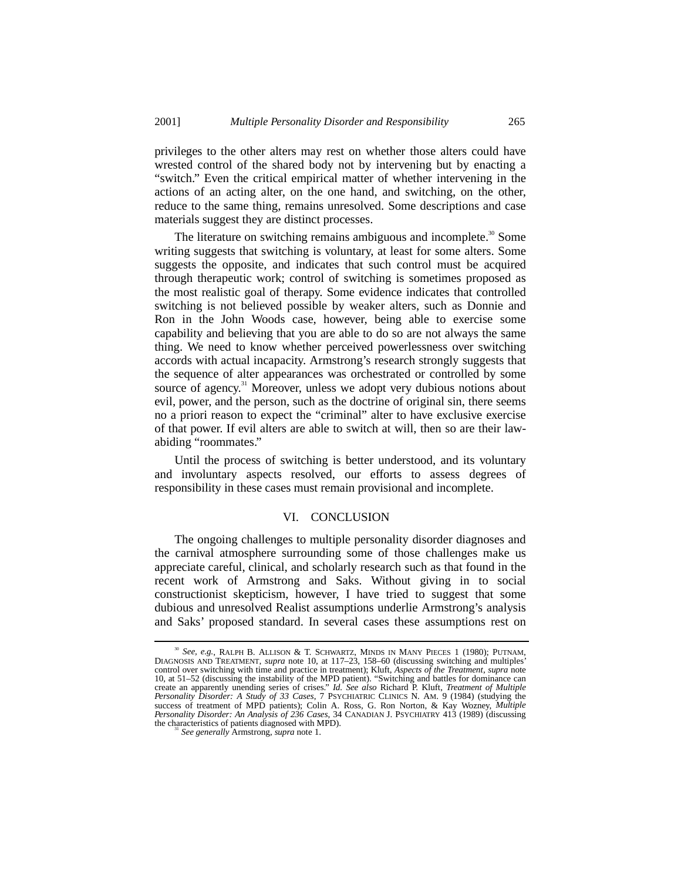privileges to the other alters may rest on whether those alters could have wrested control of the shared body not by intervening but by enacting a "switch." Even the critical empirical matter of whether intervening in the actions of an acting alter, on the one hand, and switching, on the other, reduce to the same thing, remains unresolved. Some descriptions and case materials suggest they are distinct processes.

The literature on switching remains ambiguous and incomplete.[30] Some writing suggests that switching is voluntary, at least for some alters. Some suggests the opposite, and indicates that such control must be acquired through therapeutic work; control of switching is sometimes proposed as the most realistic goal of therapy. Some evidence indicates that controlled switching is not believed possible by weaker alters, such as Donnie and Ron in the John Woods case, however, being able to exercise some capability and believing that you are able to do so are not always the same thing. We need to know whether perceived powerlessness over switching accords with actual incapacity. Armstrong's research strongly suggests that the sequence of alter appearances was orchestrated or controlled by some source of agency.[31] Moreover, unless we adopt very dubious notions about evil, power, and the person, such as the doctrine of original sin, there seems no a priori reason to expect the "criminal" alter to have exclusive exercise of that power. If evil alters are able to switch at will, then so are their law-abiding "roommates."

Until the process of switching is better understood, and its voluntary and involuntary aspects resolved, our efforts to assess degrees of responsibility in these cases must remain provisional and incomplete.

## VI. CONCLUSION

The ongoing challenges to multiple personality disorder diagnoses and the carnival atmosphere surrounding some of those challenges make us appreciate careful, clinical, and scholarly research such as that found in the recent work of Armstrong and Saks. Without giving in to social constructionist skepticism, however, I have tried to suggest that some dubious and unresolved Realist assumptions underlie Armstrong's analysis and Saks' proposed standard. In several cases these assumptions rest on

---

[30] *See, e.g.*, RALPH B. ALLISON & T. SCHWARTZ, MINDS IN MANY PIECES 1 (1980); PUTNAM, DIAGNOSIS AND TREATMENT, *supra* note 10, at 117–23, 158–60 (discussing switching and multiples' control over switching with time and practice in treatment); Kluft, *Aspects of the Treatment*, *supra* note 10, at 51–52 (discussing the instability of the MPD patient). "Switching and battles for dominance can create an apparently unending series of crises." *Id. See also* Richard P. Kluft, *Treatment of Multiple Personality Disorder: A Study of 33 Cases*, 7 PSYCHIATRIC CLINICS N. AM. 9 (1984) (studying the success of treatment of MPD patients); Colin A. Ross, G. Ron Norton, & Kay Wozney, *Multiple Personality Disorder: An Analysis of 236 Cases*, 34 CANADIAN J. PSYCHIATRY 413 (1989) (discussing the characteristics of patients diagnosed with MPD).

[31] *See generally* Armstrong, *supra* note 1.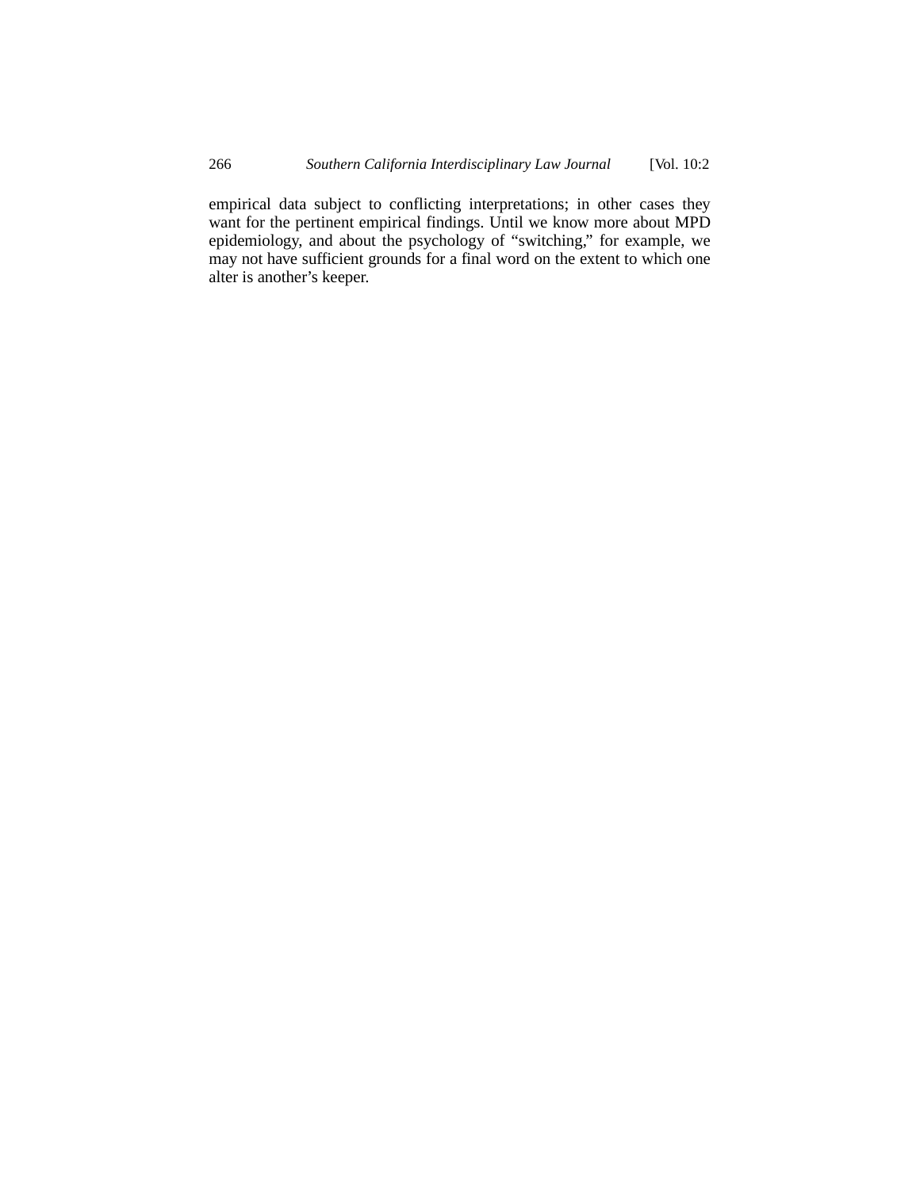empirical data subject to conflicting interpretations; in other cases they want for the pertinent empirical findings. Until we know more about MPD epidemiology, and about the psychology of "switching," for example, we may not have sufficient grounds for a final word on the extent to which one alter is another's keeper.